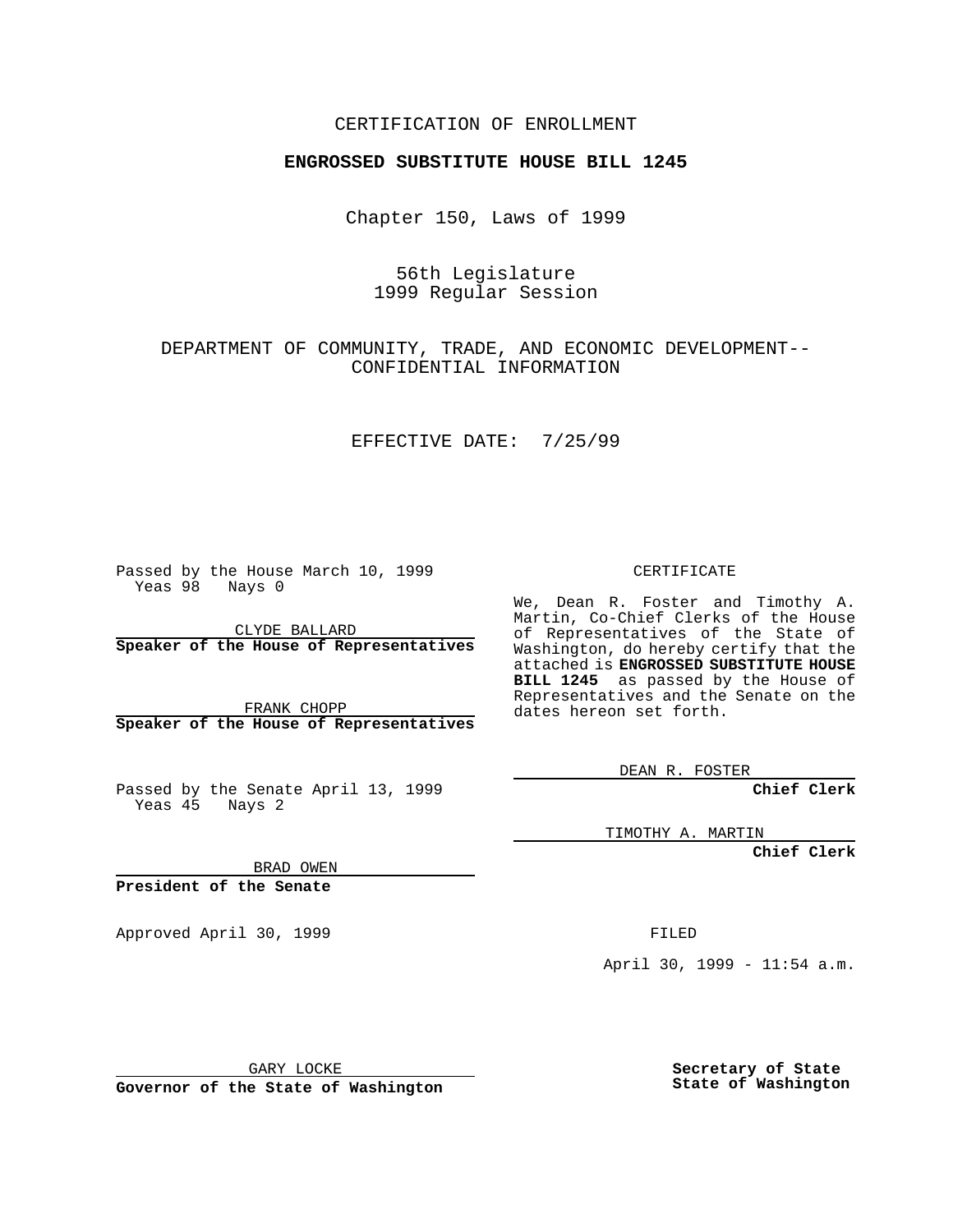CERTIFICATION OF ENROLLMENT

**ENGROSSED SUBSTITUTE HOUSE BILL 1245**

Chapter 150, Laws of 1999

56th Legislature
1999 Regular Session

DEPARTMENT OF COMMUNITY, TRADE, AND ECONOMIC DEVELOPMENT--CONFIDENTIAL INFORMATION

EFFECTIVE DATE: 7/25/99

Passed by the House March 10, 1999
Yeas 98 Nays 0

CLYDE BALLARD
**Speaker of the House of Representatives**

FRANK CHOPP
**Speaker of the House of Representatives**

Passed by the Senate April 13, 1999
Yeas 45 Nays 2

BRAD OWEN
**President of the Senate**

Approved April 30, 1999

GARY LOCKE
**Governor of the State of Washington**

CERTIFICATE

We, Dean R. Foster and Timothy A. Martin, Co-Chief Clerks of the House of Representatives of the State of Washington, do hereby certify that the attached is **ENGROSSED SUBSTITUTE HOUSE BILL 1245** as passed by the House of Representatives and the Senate on the dates hereon set forth.

DEAN R. FOSTER
**Chief Clerk**

TIMOTHY A. MARTIN
**Chief Clerk**

FILED

April 30, 1999 - 11:54 a.m.

**Secretary of State**
**State of Washington**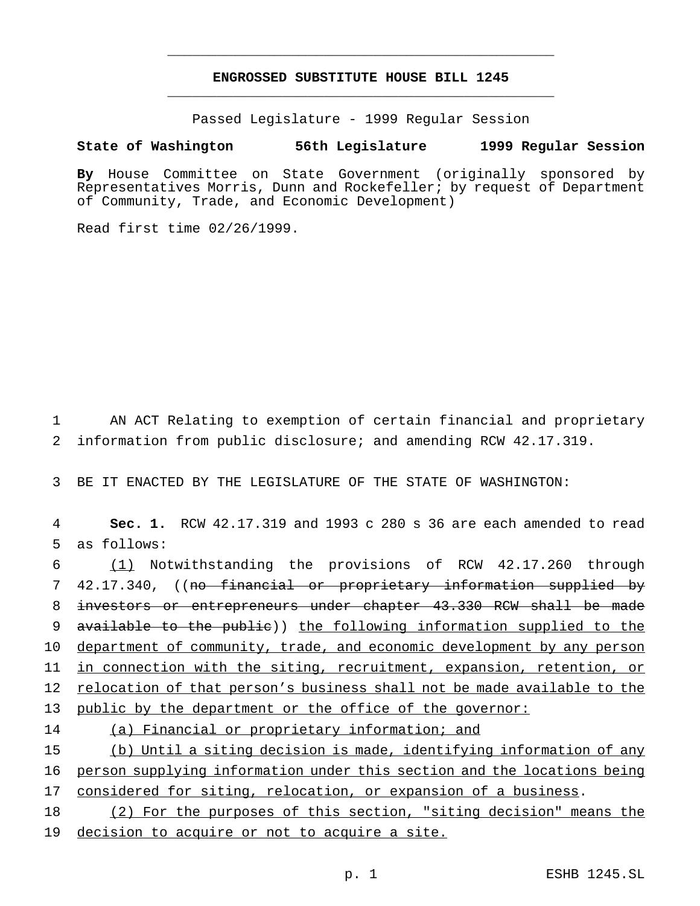# ENGROSSED SUBSTITUTE HOUSE BILL 1245

Passed Legislature - 1999 Regular Session

**State of Washington 56th Legislature 1999 Regular Session**

**By** House Committee on State Government (originally sponsored by Representatives Morris, Dunn and Rockefeller; by request of Department of Community, Trade, and Economic Development)

Read first time 02/26/1999.

AN ACT Relating to exemption of certain financial and proprietary information from public disclosure; and amending RCW 42.17.319.

BE IT ENACTED BY THE LEGISLATURE OF THE STATE OF WASHINGTON:

**Sec. 1.** RCW 42.17.319 and 1993 c 280 s 36 are each amended to read as follows:

(1) Notwithstanding the provisions of RCW 42.17.260 through 42.17.340, ((~~no financial or proprietary information supplied by investors or entrepreneurs under chapter 43.330 RCW shall be made available to the public~~)) the following information supplied to the department of community, trade, and economic development by any person in connection with the siting, recruitment, expansion, retention, or relocation of that person's business shall not be made available to the public by the department or the office of the governor:

(a) Financial or proprietary information; and

(b) Until a siting decision is made, identifying information of any person supplying information under this section and the locations being considered for siting, relocation, or expansion of a business.

(2) For the purposes of this section, "siting decision" means the decision to acquire or not to acquire a site.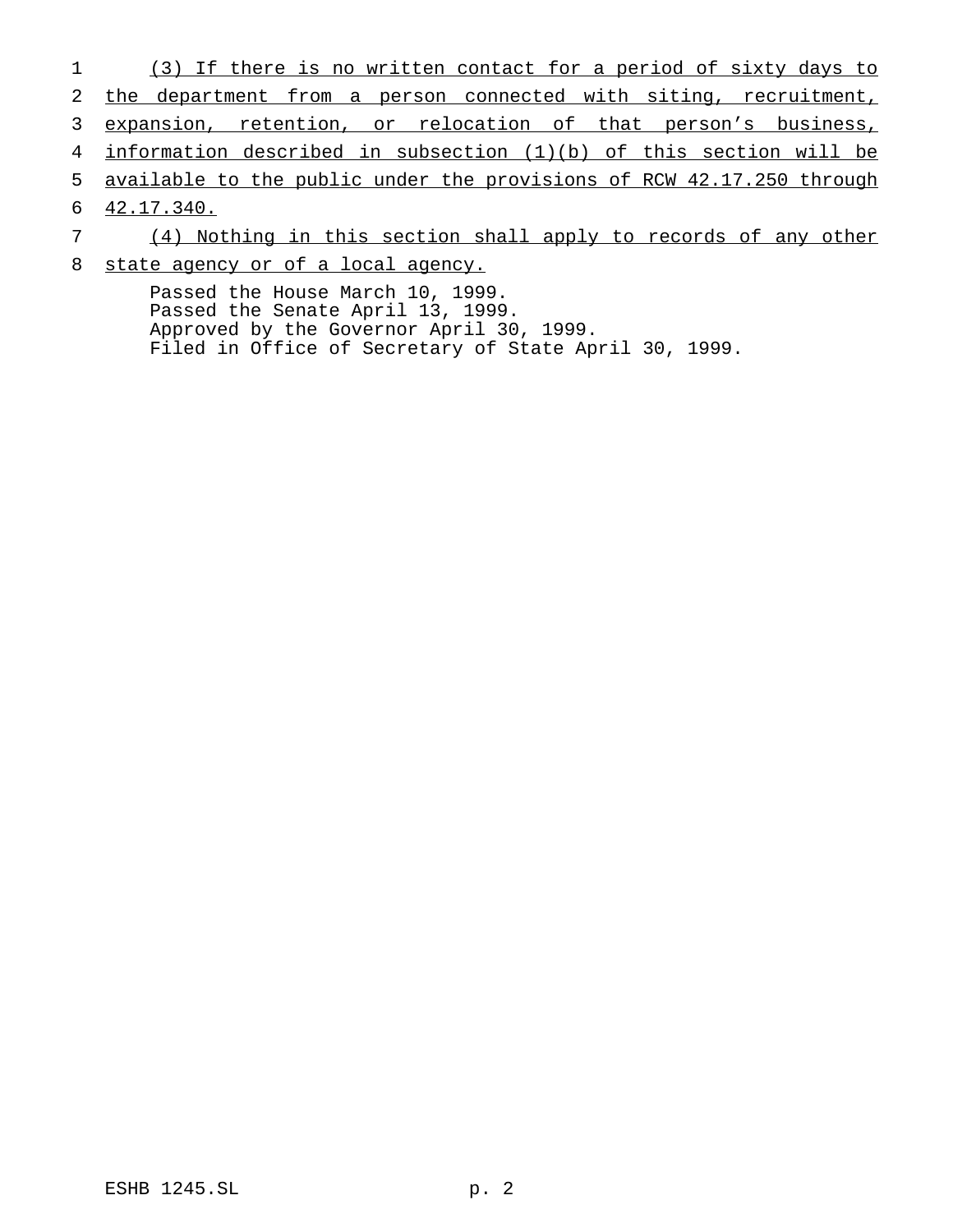(3) If there is no written contact for a period of sixty days to the department from a person connected with siting, recruitment, expansion, retention, or relocation of that person's business, information described in subsection (1)(b) of this section will be available to the public under the provisions of RCW 42.17.250 through 42.17.340.

(4) Nothing in this section shall apply to records of any other state agency or of a local agency.

Passed the House March 10, 1999.
Passed the Senate April 13, 1999.
Approved by the Governor April 30, 1999.
Filed in Office of Secretary of State April 30, 1999.